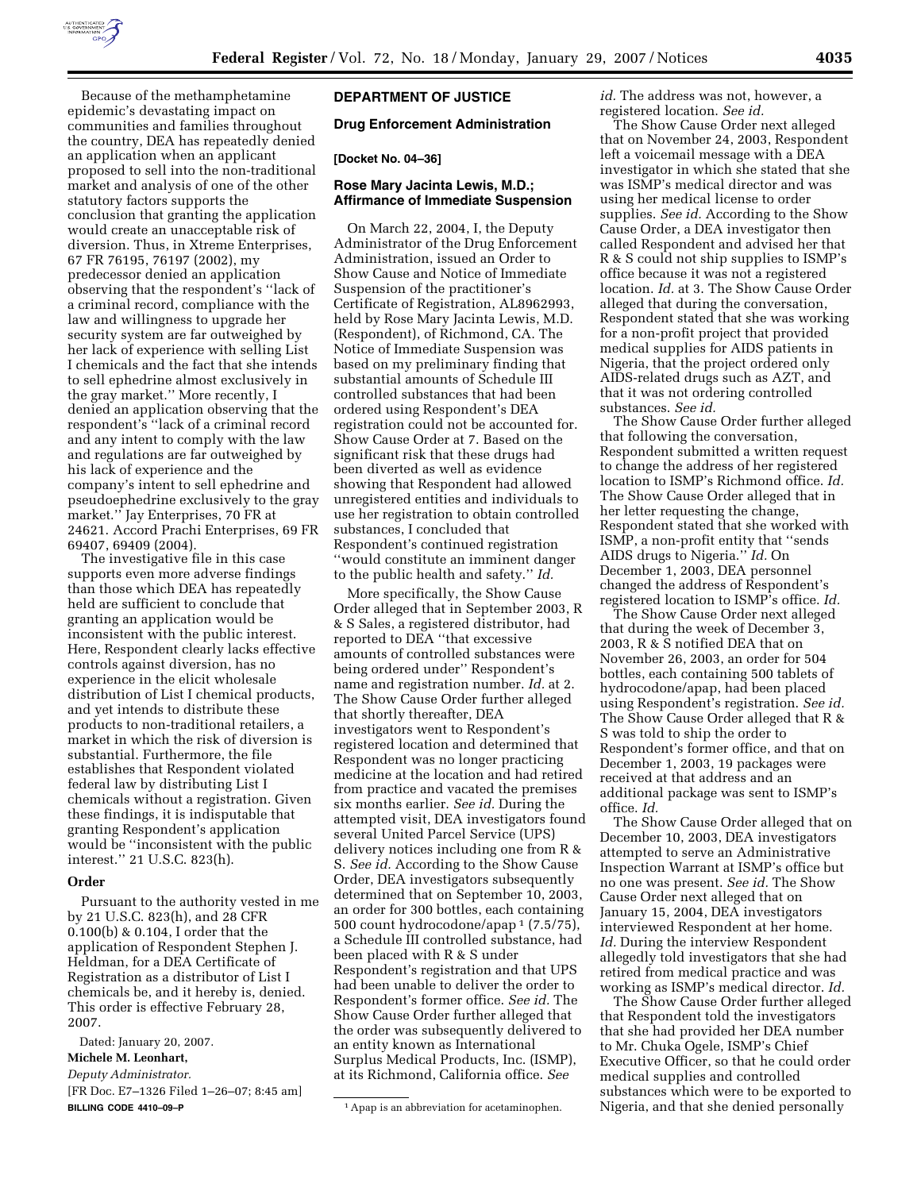Because of the methamphetamine epidemic's devastating impact on communities and families throughout the country, DEA has repeatedly denied an application when an applicant proposed to sell into the non-traditional market and analysis of one of the other statutory factors supports the conclusion that granting the application would create an unacceptable risk of diversion. Thus, in Xtreme Enterprises, 67 FR 76195, 76197 (2002), my predecessor denied an application observing that the respondent's ''lack of a criminal record, compliance with the law and willingness to upgrade her security system are far outweighed by her lack of experience with selling List I chemicals and the fact that she intends to sell ephedrine almost exclusively in the gray market.'' More recently, I denied an application observing that the respondent's ''lack of a criminal record and any intent to comply with the law and regulations are far outweighed by his lack of experience and the company's intent to sell ephedrine and pseudoephedrine exclusively to the gray market.'' Jay Enterprises, 70 FR at 24621. Accord Prachi Enterprises, 69 FR 69407, 69409 (2004).

The investigative file in this case supports even more adverse findings than those which DEA has repeatedly held are sufficient to conclude that granting an application would be inconsistent with the public interest. Here, Respondent clearly lacks effective controls against diversion, has no experience in the elicit wholesale distribution of List I chemical products, and yet intends to distribute these products to non-traditional retailers, a market in which the risk of diversion is substantial. Furthermore, the file establishes that Respondent violated federal law by distributing List I chemicals without a registration. Given these findings, it is indisputable that granting Respondent's application would be ''inconsistent with the public interest.'' 21 U.S.C. 823(h).

## Order

Pursuant to the authority vested in me by 21 U.S.C. 823(h), and 28 CFR 0.100(b) & 0.104, I order that the application of Respondent Stephen J. Heldman, for a DEA Certificate of Registration as a distributor of List I chemicals be, and it hereby is, denied. This order is effective February 28, 2007.

Dated: January 20, 2007.

**Michele M. Leonhart,**

*Deputy Administrator.*

[FR Doc. E7–1326 Filed 1–26–07; 8:45 am]

**BILLING CODE 4410–09–P**

## DEPARTMENT OF JUSTICE

### Drug Enforcement Administration

**[Docket No. 04–36]**

### Rose Mary Jacinta Lewis, M.D.; Affirmance of Immediate Suspension

On March 22, 2004, I, the Deputy Administrator of the Drug Enforcement Administration, issued an Order to Show Cause and Notice of Immediate Suspension of the practitioner's Certificate of Registration, AL8962993, held by Rose Mary Jacinta Lewis, M.D. (Respondent), of Richmond, CA. The Notice of Immediate Suspension was based on my preliminary finding that substantial amounts of Schedule III controlled substances that had been ordered using Respondent's DEA registration could not be accounted for. Show Cause Order at 7. Based on the significant risk that these drugs had been diverted as well as evidence showing that Respondent had allowed unregistered entities and individuals to use her registration to obtain controlled substances, I concluded that Respondent's continued registration ''would constitute an imminent danger to the public health and safety.'' *Id.*

More specifically, the Show Cause Order alleged that in September 2003, R & S Sales, a registered distributor, had reported to DEA ''that excessive amounts of controlled substances were being ordered under'' Respondent's name and registration number. *Id.* at 2. The Show Cause Order further alleged that shortly thereafter, DEA investigators went to Respondent's registered location and determined that Respondent was no longer practicing medicine at the location and had retired from practice and vacated the premises six months earlier. *See id.* During the attempted visit, DEA investigators found several United Parcel Service (UPS) delivery notices including one from R & S. *See id.* According to the Show Cause Order, DEA investigators subsequently determined that on September 10, 2003, an order for 300 bottles, each containing 500 count hydrocodone/apap [1] (7.5/75), a Schedule III controlled substance, had been placed with R & S under Respondent's registration and that UPS had been unable to deliver the order to Respondent's former office. *See id.* The Show Cause Order further alleged that the order was subsequently delivered to an entity known as International Surplus Medical Products, Inc. (ISMP), at its Richmond, California office. *See id.* The address was not, however, a registered location. *See id.*

The Show Cause Order next alleged that on November 24, 2003, Respondent left a voicemail message with a DEA investigator in which she stated that she was ISMP's medical director and was using her medical license to order supplies. *See id.* According to the Show Cause Order, a DEA investigator then called Respondent and advised her that R & S could not ship supplies to ISMP's office because it was not a registered location. *Id.* at 3. The Show Cause Order alleged that during the conversation, Respondent stated that she was working for a non-profit project that provided medical supplies for AIDS patients in Nigeria, that the project ordered only AIDS-related drugs such as AZT, and that it was not ordering controlled substances. *See id.*

The Show Cause Order further alleged that following the conversation, Respondent submitted a written request to change the address of her registered location to ISMP's Richmond office. *Id.* The Show Cause Order alleged that in her letter requesting the change, Respondent stated that she worked with ISMP, a non-profit entity that ''sends AIDS drugs to Nigeria.'' *Id.* On December 1, 2003, DEA personnel changed the address of Respondent's registered location to ISMP's office. *Id.*

The Show Cause Order next alleged that during the week of December 3, 2003, R & S notified DEA that on November 26, 2003, an order for 504 bottles, each containing 500 tablets of hydrocodone/apap, had been placed using Respondent's registration. *See id.* The Show Cause Order alleged that R & S was told to ship the order to Respondent's former office, and that on December 1, 2003, 19 packages were received at that address and an additional package was sent to ISMP's office. *Id.*

The Show Cause Order alleged that on December 10, 2003, DEA investigators attempted to serve an Administrative Inspection Warrant at ISMP's office but no one was present. *See id.* The Show Cause Order next alleged that on January 15, 2004, DEA investigators interviewed Respondent at her home. *Id.* During the interview Respondent allegedly told investigators that she had retired from medical practice and was working as ISMP's medical director. *Id.*

The Show Cause Order further alleged that Respondent told the investigators that she had provided her DEA number to Mr. Chuka Ogele, ISMP's Chief Executive Officer, so that he could order medical supplies and controlled substances which were to be exported to Nigeria, and that she denied personally

[1] Apap is an abbreviation for acetaminophen.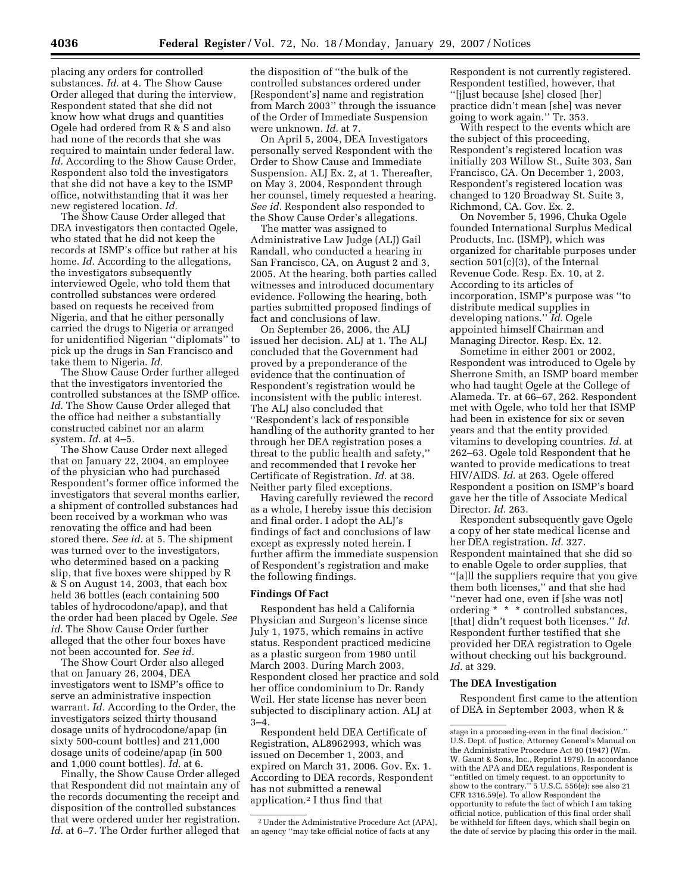placing any orders for controlled substances. *Id.* at 4. The Show Cause Order alleged that during the interview, Respondent stated that she did not know how what drugs and quantities Ogele had ordered from R & S and also had none of the records that she was required to maintain under federal law. *Id.* According to the Show Cause Order, Respondent also told the investigators that she did not have a key to the ISMP office, notwithstanding that it was her new registered location. *Id.*

The Show Cause Order alleged that DEA investigators then contacted Ogele, who stated that he did not keep the records at ISMP's office but rather at his home. *Id.* According to the allegations, the investigators subsequently interviewed Ogele, who told them that controlled substances were ordered based on requests he received from Nigeria, and that he either personally carried the drugs to Nigeria or arranged for unidentified Nigerian ''diplomats'' to pick up the drugs in San Francisco and take them to Nigeria. *Id.*

The Show Cause Order further alleged that the investigators inventoried the controlled substances at the ISMP office. *Id.* The Show Cause Order alleged that the office had neither a substantially constructed cabinet nor an alarm system. *Id.* at 4–5.

The Show Cause Order next alleged that on January 22, 2004, an employee of the physician who had purchased Respondent's former office informed the investigators that several months earlier, a shipment of controlled substances had been received by a workman who was renovating the office and had been stored there. *See id.* at 5. The shipment was turned over to the investigators, who determined based on a packing slip, that five boxes were shipped by R & S on August 14, 2003, that each box held 36 bottles (each containing 500 tables of hydrocodone/apap), and that the order had been placed by Ogele. *See id.* The Show Cause Order further alleged that the other four boxes have not been accounted for. *See id.*

The Show Court Order also alleged that on January 26, 2004, DEA investigators went to ISMP's office to serve an administrative inspection warrant. *Id.* According to the Order, the investigators seized thirty thousand dosage units of hydrocodone/apap (in sixty 500-count bottles) and 211,000 dosage units of codeine/apap (in 500 and 1,000 count bottles). *Id.* at 6.

Finally, the Show Cause Order alleged that Respondent did not maintain any of the records documenting the receipt and disposition of the controlled substances that were ordered under her registration. *Id.* at 6–7. The Order further alleged that the disposition of ''the bulk of the controlled substances ordered under [Respondent's] name and registration from March 2003'' through the issuance of the Order of Immediate Suspension were unknown. *Id.* at 7.

On April 5, 2004, DEA Investigators personally served Respondent with the Order to Show Cause and Immediate Suspension. ALJ Ex. 2, at 1. Thereafter, on May 3, 2004, Respondent through her counsel, timely requested a hearing. *See id.* Respondent also responded to the Show Cause Order's allegations.

The matter was assigned to Administrative Law Judge (ALJ) Gail Randall, who conducted a hearing in San Francisco, CA, on August 2 and 3, 2005. At the hearing, both parties called witnesses and introduced documentary evidence. Following the hearing, both parties submitted proposed findings of fact and conclusions of law.

On September 26, 2006, the ALJ issued her decision. ALJ at 1. The ALJ concluded that the Government had proved by a preponderance of the evidence that the continuation of Respondent's registration would be inconsistent with the public interest. The ALJ also concluded that ''Respondent's lack of responsible handling of the authority granted to her through her DEA registration poses a threat to the public health and safety,'' and recommended that I revoke her Certificate of Registration. *Id.* at 38. Neither party filed exceptions.

Having carefully reviewed the record as a whole, I hereby issue this decision and final order. I adopt the ALJ's findings of fact and conclusions of law except as expressly noted herein. I further affirm the immediate suspension of Respondent's registration and make the following findings.

## Findings Of Fact

Respondent has held a California Physician and Surgeon's license since July 1, 1975, which remains in active status. Respondent practiced medicine as a plastic surgeon from 1980 until March 2003. During March 2003, Respondent closed her practice and sold her office condominium to Dr. Randy Weil. Her state license has never been subjected to disciplinary action. ALJ at 3–4.

Respondent held DEA Certificate of Registration, AL8962993, which was issued on December 1, 2003, and expired on March 31, 2006. Gov. Ex. 1. According to DEA records, Respondent has not submitted a renewal application.[2] I thus find that Respondent is not currently registered. Respondent testified, however, that ''[j]ust because [she] closed [her] practice didn't mean [she] was never going to work again.'' Tr. 353.

With respect to the events which are the subject of this proceeding, Respondent's registered location was initially 203 Willow St., Suite 303, San Francisco, CA. On December 1, 2003, Respondent's registered location was changed to 120 Broadway St. Suite 3, Richmond, CA. Gov. Ex. 2.

On November 5, 1996, Chuka Ogele founded International Surplus Medical Products, Inc. (ISMP), which was organized for charitable purposes under section 501(c)(3), of the Internal Revenue Code. Resp. Ex. 10, at 2. According to its articles of incorporation, ISMP's purpose was ''to distribute medical supplies in developing nations.'' *Id.* Ogele appointed himself Chairman and Managing Director. Resp. Ex. 12.

Sometime in either 2001 or 2002, Respondent was introduced to Ogele by Sherrone Smith, an ISMP board member who had taught Ogele at the College of Alameda. Tr. at 66–67, 262. Respondent met with Ogele, who told her that ISMP had been in existence for six or seven years and that the entity provided vitamins to developing countries. *Id.* at 262–63. Ogele told Respondent that he wanted to provide medications to treat HIV/AIDS. *Id.* at 263. Ogele offered Respondent a position on ISMP's board gave her the title of Associate Medical Director. *Id.* 263.

Respondent subsequently gave Ogele a copy of her state medical license and her DEA registration. *Id.* 327. Respondent maintained that she did so to enable Ogele to order supplies, that ''[a]ll the suppliers require that you give them both licenses,'' and that she had ''never had one, even if [she was not] ordering * * * controlled substances, [that] didn't request both licenses.'' *Id.* Respondent further testified that she provided her DEA registration to Ogele without checking out his background. *Id.* at 329.

## The DEA Investigation

Respondent first came to the attention of DEA in September 2003, when R &

---

[2] Under the Administrative Procedure Act (APA), an agency ''may take official notice of facts at any stage in a proceeding-even in the final decision.'' U.S. Dept. of Justice, Attorney General's Manual on the Administrative Procedure Act 80 (1947) (Wm. W. Gaunt & Sons, Inc., Reprint 1979). In accordance with the APA and DEA regulations, Respondent is ''entitled on timely request, to an opportunity to show to the contrary.'' 5 U.S.C. 556(e); see also 21 CFR 1316.59(e). To allow Respondent the opportunity to refute the fact of which I am taking official notice, publication of this final order shall be withheld for fifteen days, which shall begin on the date of service by placing this order in the mail.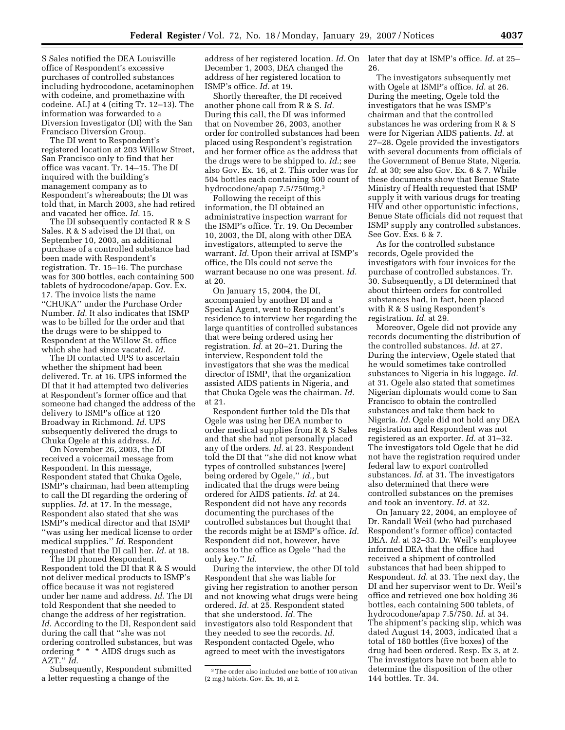S Sales notified the DEA Louisville office of Respondent's excessive purchases of controlled substances including hydrocodone, acetaminophen with codeine, and promethazine with codeine. ALJ at 4 (citing Tr. 12–13). The information was forwarded to a Diversion Investigator (DI) with the San Francisco Diversion Group.

The DI went to Respondent's registered location at 203 Willow Street, San Francisco only to find that her office was vacant. Tr. 14–15. The DI inquired with the building's management company as to Respondent's whereabouts; the DI was told that, in March 2003, she had retired and vacated her office. *Id.* 15.

The DI subsequently contacted R & S Sales. R & S advised the DI that, on September 10, 2003, an additional purchase of a controlled substance had been made with Respondent's registration. Tr. 15–16. The purchase was for 300 bottles, each containing 500 tablets of hydrocodone/apap. Gov. Ex. 17. The invoice lists the name ''CHUKA'' under the Purchase Order Number. *Id.* It also indicates that ISMP was to be billed for the order and that the drugs were to be shipped to Respondent at the Willow St. office which she had since vacated. *Id.*

The DI contacted UPS to ascertain whether the shipment had been delivered. Tr. at 16. UPS informed the DI that it had attempted two deliveries at Respondent's former office and that someone had changed the address of the delivery to ISMP's office at 120 Broadway in Richmond. *Id.* UPS subsequently delivered the drugs to Chuka Ogele at this address. *Id.*

On November 26, 2003, the DI received a voicemail message from Respondent. In this message, Respondent stated that Chuka Ogele, ISMP's chairman, had been attempting to call the DI regarding the ordering of supplies. *Id.* at 17. In the message, Respondent also stated that she was ISMP's medical director and that ISMP ''was using her medical license to order medical supplies.'' *Id.* Respondent requested that the DI call her. *Id.* at 18.

The DI phoned Respondent. Respondent told the DI that R & S would not deliver medical products to ISMP's office because it was not registered under her name and address. *Id.* The DI told Respondent that she needed to change the address of her registration. *Id.* According to the DI, Respondent said during the call that ''she was not ordering controlled substances, but was ordering * * * AIDS drugs such as AZT.'' *Id.*

Subsequently, Respondent submitted a letter requesting a change of the address of her registered location. *Id.* On December 1, 2003, DEA changed the address of her registered location to ISMP's office. *Id.* at 19.

Shortly thereafter, the DI received another phone call from R & S. *Id.* During this call, the DI was informed that on November 26, 2003, another order for controlled substances had been placed using Respondent's registration and her former office as the address that the drugs were to be shipped to. *Id.*; see also Gov. Ex. 16, at 2. This order was for 504 bottles each containing 500 count of hydrocodone/apap 7.5/750mg.[3]

Following the receipt of this information, the DI obtained an administrative inspection warrant for the ISMP's office. Tr. 19. On December 10, 2003, the DI, along with other DEA investigators, attempted to serve the warrant. *Id.* Upon their arrival at ISMP's office, the DIs could not serve the warrant because no one was present. *Id.* at 20.

On January 15, 2004, the DI, accompanied by another DI and a Special Agent, went to Respondent's residence to interview her regarding the large quantities of controlled substances that were being ordered using her registration. *Id.* at 20–21. During the interview, Respondent told the investigators that she was the medical director of ISMP, that the organization assisted AIDS patients in Nigeria, and that Chuka Ogele was the chairman. *Id.* at 21.

Respondent further told the DIs that Ogele was using her DEA number to order medical supplies from R & S Sales and that she had not personally placed any of the orders. *Id.* at 23. Respondent told the DI that ''she did not know what types of controlled substances [were] being ordered by Ogele,'' *id.*, but indicated that the drugs were being ordered for AIDS patients. *Id.* at 24. Respondent did not have any records documenting the purchases of the controlled substances but thought that the records might be at ISMP's office. *Id.* Respondent did not, however, have access to the office as Ogele ''had the only key.'' *Id.*

During the interview, the other DI told Respondent that she was liable for giving her registration to another person and not knowing what drugs were being ordered. *Id.* at 25. Respondent stated that she understood. *Id.* The investigators also told Respondent that they needed to see the records. *Id.* Respondent contacted Ogele, who agreed to meet with the investigators later that day at ISMP's office. *Id.* at 25–26.

The investigators subsequently met with Ogele at ISMP's office. *Id.* at 26. During the meeting, Ogele told the investigators that he was ISMP's chairman and that the controlled substances he was ordering from R & S were for Nigerian AIDS patients. *Id.* at 27–28. Ogele provided the investigators with several documents from officials of the Government of Benue State, Nigeria. *Id.* at 30; see also Gov. Ex. 6 & 7. While these documents show that Benue State Ministry of Health requested that ISMP supply it with various drugs for treating HIV and other opportunistic infections, Benue State officials did not request that ISMP supply any controlled substances. See Gov. Exs. 6 & 7.

As for the controlled substance records, Ogele provided the investigators with four invoices for the purchase of controlled substances. Tr. 30. Subsequently, a DI determined that about thirteen orders for controlled substances had, in fact, been placed with R & S using Respondent's registration. *Id.* at 29.

Moreover, Ogele did not provide any records documenting the distribution of the controlled substances. *Id.* at 27. During the interview, Ogele stated that he would sometimes take controlled substances to Nigeria in his luggage. *Id.* at 31. Ogele also stated that sometimes Nigerian diplomats would come to San Francisco to obtain the controlled substances and take them back to Nigeria. *Id.* Ogele did not hold any DEA registration and Respondent was not registered as an exporter. *Id.* at 31–32. The investigators told Ogele that he did not have the registration required under federal law to export controlled substances. *Id.* at 31. The investigators also determined that there were controlled substances on the premises and took an inventory. *Id.* at 32.

On January 22, 2004, an employee of Dr. Randall Weil (who had purchased Respondent's former office) contacted DEA. *Id.* at 32–33. Dr. Weil's employee informed DEA that the office had received a shipment of controlled substances that had been shipped to Respondent. *Id.* at 33. The next day, the DI and her supervisor went to Dr. Weil's office and retrieved one box holding 36 bottles, each containing 500 tablets, of hydrocodone/apap 7.5/750. *Id.* at 34. The shipment's packing slip, which was dated August 14, 2003, indicated that a total of 180 bottles (five boxes) of the drug had been ordered. Resp. Ex 3, at 2. The investigators have not been able to determine the disposition of the other 144 bottles. Tr. 34.

---

[3] The order also included one bottle of 100 ativan (2 mg.) tablets. Gov. Ex. 16, at 2.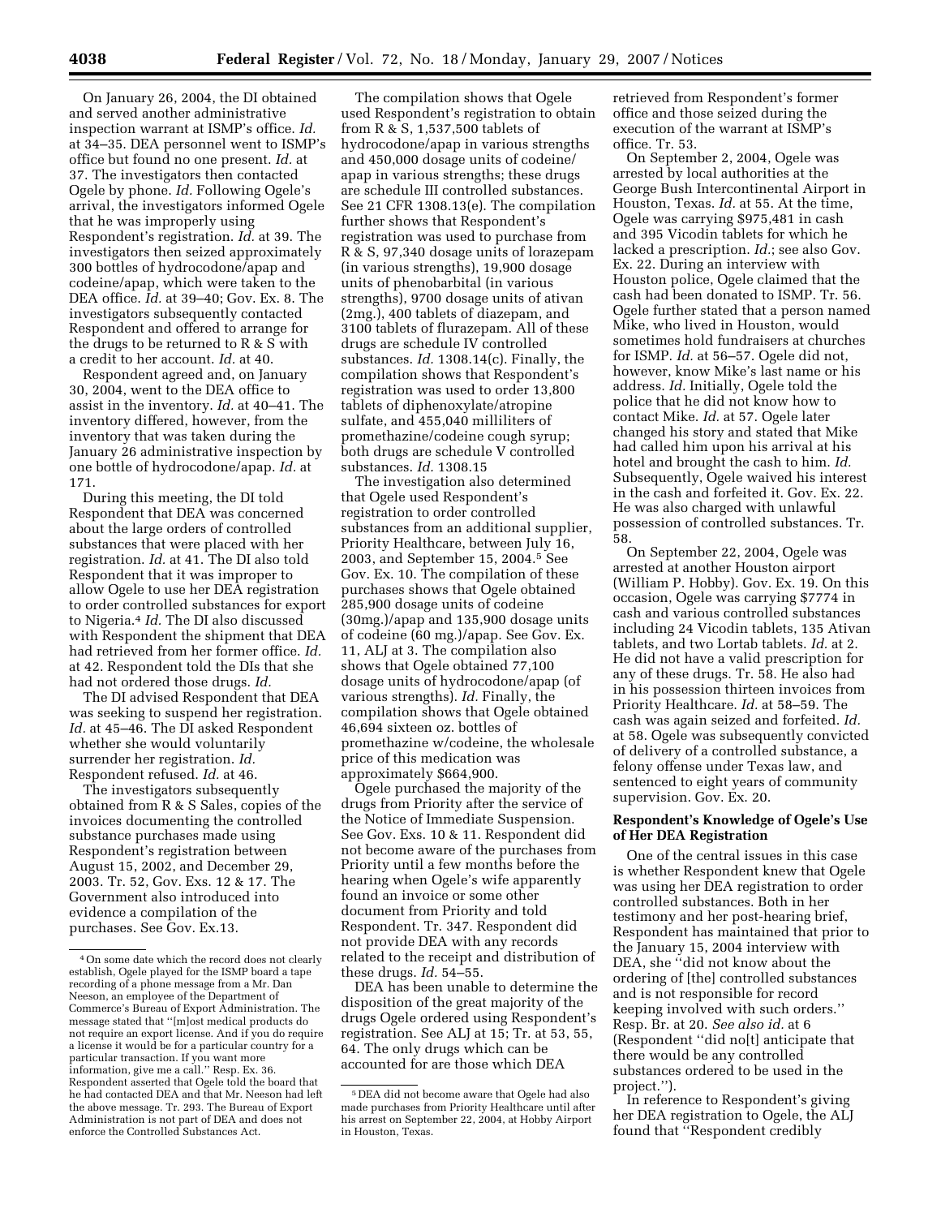On January 26, 2004, the DI obtained and served another administrative inspection warrant at ISMP's office. *Id.* at 34–35. DEA personnel went to ISMP's office but found no one present. *Id.* at 37. The investigators then contacted Ogele by phone. *Id.* Following Ogele's arrival, the investigators informed Ogele that he was improperly using Respondent's registration. *Id.* at 39. The investigators then seized approximately 300 bottles of hydrocodone/apap and codeine/apap, which were taken to the DEA office. *Id.* at 39–40; Gov. Ex. 8. The investigators subsequently contacted Respondent and offered to arrange for the drugs to be returned to R & S with a credit to her account. *Id.* at 40.

Respondent agreed and, on January 30, 2004, went to the DEA office to assist in the inventory. *Id.* at 40–41. The inventory differed, however, from the inventory that was taken during the January 26 administrative inspection by one bottle of hydrocodone/apap. *Id.* at 171.

During this meeting, the DI told Respondent that DEA was concerned about the large orders of controlled substances that were placed with her registration. *Id.* at 41. The DI also told Respondent that it was improper to allow Ogele to use her DEA registration to order controlled substances for export to Nigeria.[4] *Id.* The DI also discussed with Respondent the shipment that DEA had retrieved from her former office. *Id.* at 42. Respondent told the DIs that she had not ordered those drugs. *Id.*

The DI advised Respondent that DEA was seeking to suspend her registration. *Id.* at 45–46. The DI asked Respondent whether she would voluntarily surrender her registration. *Id.* Respondent refused. *Id.* at 46.

The investigators subsequently obtained from R & S Sales, copies of the invoices documenting the controlled substance purchases made using Respondent's registration between August 15, 2002, and December 29, 2003. Tr. 52, Gov. Exs. 12 & 17. The Government also introduced into evidence a compilation of the purchases. See Gov. Ex.13.

The compilation shows that Ogele used Respondent's registration to obtain from R & S, 1,537,500 tablets of hydrocodone/apap in various strengths and 450,000 dosage units of codeine/apap in various strengths; these drugs are schedule III controlled substances. See 21 CFR 1308.13(e). The compilation further shows that Respondent's registration was used to purchase from R & S, 97,340 dosage units of lorazepam (in various strengths), 19,900 dosage units of phenobarbital (in various strengths), 9700 dosage units of ativan (2mg.), 400 tablets of diazepam, and 3100 tablets of flurazepam. All of these drugs are schedule IV controlled substances. *Id.* 1308.14(c). Finally, the compilation shows that Respondent's registration was used to order 13,800 tablets of diphenoxylate/atropine sulfate, and 455,040 milliliters of promethazine/codeine cough syrup; both drugs are schedule V controlled substances. *Id.* 1308.15

The investigation also determined that Ogele used Respondent's registration to order controlled substances from an additional supplier, Priority Healthcare, between July 16, 2003, and September 15, 2004.[5] See Gov. Ex. 10. The compilation of these purchases shows that Ogele obtained 285,900 dosage units of codeine (30mg.)/apap and 135,900 dosage units of codeine (60 mg.)/apap. See Gov. Ex. 11, ALJ at 3. The compilation also shows that Ogele obtained 77,100 dosage units of hydrocodone/apap (of various strengths). *Id.* Finally, the compilation shows that Ogele obtained 46,694 sixteen oz. bottles of promethazine w/codeine, the wholesale price of this medication was approximately $664,900.

Ogele purchased the majority of the drugs from Priority after the service of the Notice of Immediate Suspension. See Gov. Exs. 10 & 11. Respondent did not become aware of the purchases from Priority until a few months before the hearing when Ogele's wife apparently found an invoice or some other document from Priority and told Respondent. Tr. 347. Respondent did not provide DEA with any records related to the receipt and distribution of these drugs. *Id.* 54–55.

DEA has been unable to determine the disposition of the great majority of the drugs Ogele ordered using Respondent's registration. See ALJ at 15; Tr. at 53, 55, 64. The only drugs which can be accounted for are those which DEA retrieved from Respondent's former office and those seized during the execution of the warrant at ISMP's office. Tr. 53.

On September 2, 2004, Ogele was arrested by local authorities at the George Bush Intercontinental Airport in Houston, Texas. *Id.* at 55. At the time, Ogele was carrying $975,481 in cash and 395 Vicodin tablets for which he lacked a prescription. *Id.*; see also Gov. Ex. 22. During an interview with Houston police, Ogele claimed that the cash had been donated to ISMP. Tr. 56. Ogele further stated that a person named Mike, who lived in Houston, would sometimes hold fundraisers at churches for ISMP. *Id.* at 56–57. Ogele did not, however, know Mike's last name or his address. *Id.* Initially, Ogele told the police that he did not know how to contact Mike. *Id.* at 57. Ogele later changed his story and stated that Mike had called him upon his arrival at his hotel and brought the cash to him. *Id.* Subsequently, Ogele waived his interest in the cash and forfeited it. Gov. Ex. 22. He was also charged with unlawful possession of controlled substances. Tr. 58.

On September 22, 2004, Ogele was arrested at another Houston airport (William P. Hobby). Gov. Ex. 19. On this occasion, Ogele was carrying $7774 in cash and various controlled substances including 24 Vicodin tablets, 135 Ativan tablets, and two Lortab tablets. *Id.* at 2. He did not have a valid prescription for any of these drugs. Tr. 58. He also had in his possession thirteen invoices from Priority Healthcare. *Id.* at 58–59. The cash was again seized and forfeited. *Id.* at 58. Ogele was subsequently convicted of delivery of a controlled substance, a felony offense under Texas law, and sentenced to eight years of community supervision. Gov. Ex. 20.

**Respondent's Knowledge of Ogele's Use of Her DEA Registration**

One of the central issues in this case is whether Respondent knew that Ogele was using her DEA registration to order controlled substances. Both in her testimony and her post-hearing brief, Respondent has maintained that prior to the January 15, 2004 interview with DEA, she "did not know about the ordering of [the] controlled substances and is not responsible for record keeping involved with such orders." Resp. Br. at 20. *See also id.* at 6 (Respondent "did no[t] anticipate that there would be any controlled substances ordered to be used in the project.").

In reference to Respondent's giving her DEA registration to Ogele, the ALJ found that "Respondent credibly

---

[4] On some date which the record does not clearly establish, Ogele played for the ISMP board a tape recording of a phone message from a Mr. Dan Neeson, an employee of the Department of Commerce's Bureau of Export Administration. The message stated that "[m]ost medical products do not require an export license. And if you do require a license it would be for a particular country for a particular transaction. If you want more information, give me a call." Resp. Ex. 36. Respondent asserted that Ogele told the board that he had contacted DEA and that Mr. Neeson had left the above message. Tr. 293. The Bureau of Export Administration is not part of DEA and does not enforce the Controlled Substances Act.

[5] DEA did not become aware that Ogele had also made purchases from Priority Healthcare until after his arrest on September 22, 2004, at Hobby Airport in Houston, Texas.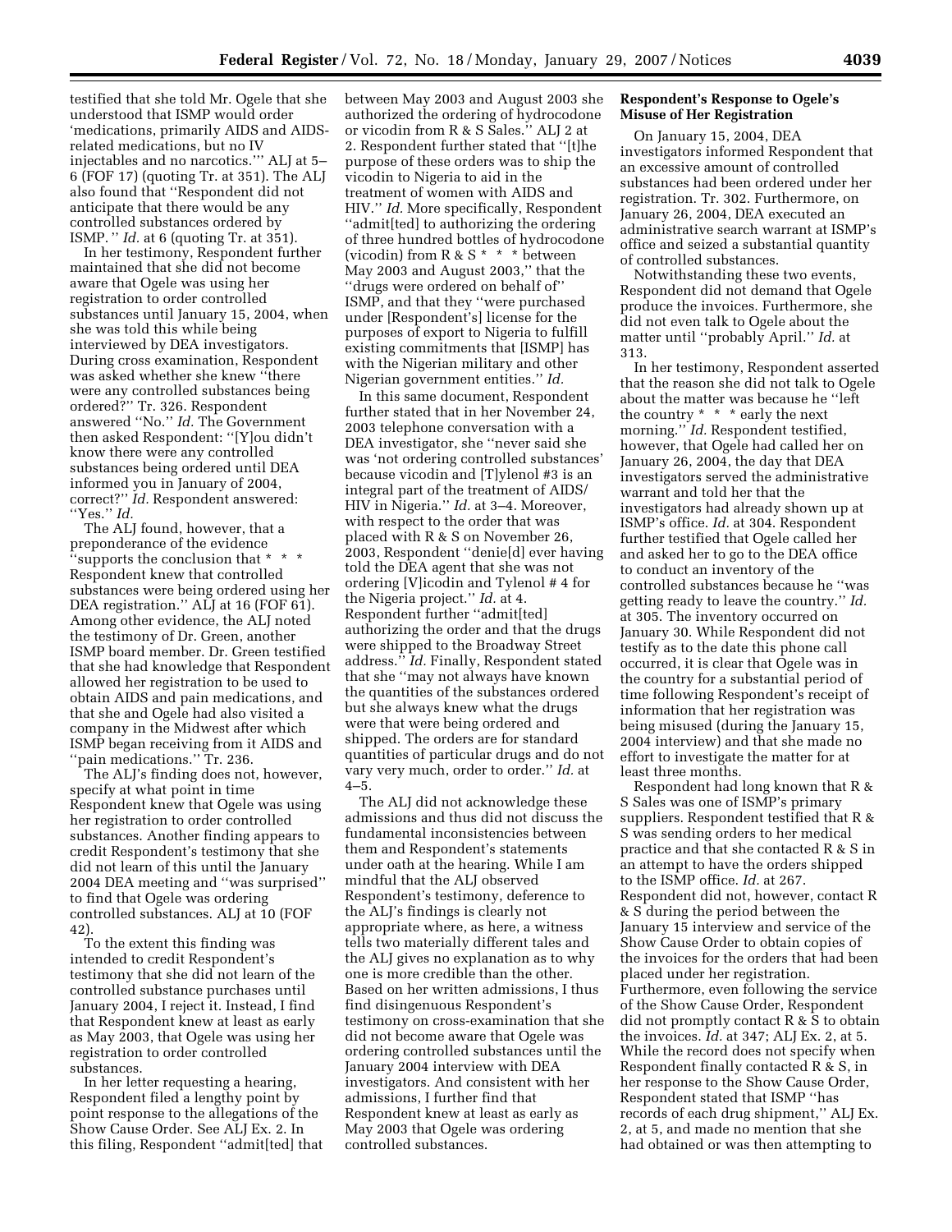testified that she told Mr. Ogele that she understood that ISMP would order 'medications, primarily AIDS and AIDS-related medications, but no IV injectables and no narcotics.''' ALJ at 5–6 (FOF 17) (quoting Tr. at 351). The ALJ also found that ''Respondent did not anticipate that there would be any controlled substances ordered by ISMP. '' *Id.* at 6 (quoting Tr. at 351).

In her testimony, Respondent further maintained that she did not become aware that Ogele was using her registration to order controlled substances until January 15, 2004, when she was told this while being interviewed by DEA investigators. During cross examination, Respondent was asked whether she knew ''there were any controlled substances being ordered?'' Tr. 326. Respondent answered ''No.'' *Id.* The Government then asked Respondent: ''[Y]ou didn't know there were any controlled substances being ordered until DEA informed you in January of 2004, correct?'' *Id.* Respondent answered: ''Yes.'' *Id.*

The ALJ found, however, that a preponderance of the evidence ''supports the conclusion that * * * Respondent knew that controlled substances were being ordered using her DEA registration.'' ALJ at 16 (FOF 61). Among other evidence, the ALJ noted the testimony of Dr. Green, another ISMP board member. Dr. Green testified that she had knowledge that Respondent allowed her registration to be used to obtain AIDS and pain medications, and that she and Ogele had also visited a company in the Midwest after which ISMP began receiving from it AIDS and ''pain medications.'' Tr. 236.

The ALJ's finding does not, however, specify at what point in time Respondent knew that Ogele was using her registration to order controlled substances. Another finding appears to credit Respondent's testimony that she did not learn of this until the January 2004 DEA meeting and ''was surprised'' to find that Ogele was ordering controlled substances. ALJ at 10 (FOF 42).

To the extent this finding was intended to credit Respondent's testimony that she did not learn of the controlled substance purchases until January 2004, I reject it. Instead, I find that Respondent knew at least as early as May 2003, that Ogele was using her registration to order controlled substances.

In her letter requesting a hearing, Respondent filed a lengthy point by point response to the allegations of the Show Cause Order. See ALJ Ex. 2. In this filing, Respondent ''admit[ted] that between May 2003 and August 2003 she authorized the ordering of hydrocodone or vicodin from R & S Sales.'' ALJ 2 at 2. Respondent further stated that ''[t]he purpose of these orders was to ship the vicodin to Nigeria to aid in the treatment of women with AIDS and HIV.'' *Id.* More specifically, Respondent ''admit[ted] to authorizing the ordering of three hundred bottles of hydrocodone (vicodin) from R & S * * * between May 2003 and August 2003,'' that the ''drugs were ordered on behalf of'' ISMP, and that they ''were purchased under [Respondent's] license for the purposes of export to Nigeria to fulfill existing commitments that [ISMP] has with the Nigerian military and other Nigerian government entities.'' *Id.*

In this same document, Respondent further stated that in her November 24, 2003 telephone conversation with a DEA investigator, she ''never said she was 'not ordering controlled substances' because vicodin and [T]ylenol #3 is an integral part of the treatment of AIDS/HIV in Nigeria.'' *Id.* at 3–4. Moreover, with respect to the order that was placed with R & S on November 26, 2003, Respondent ''denie[d] ever having told the DEA agent that she was not ordering [V]icodin and Tylenol # 4 for the Nigeria project.'' *Id.* at 4. Respondent further ''admit[ted] authorizing the order and that the drugs were shipped to the Broadway Street address.'' *Id.* Finally, Respondent stated that she ''may not always have known the quantities of the substances ordered but she always knew what the drugs were that were being ordered and shipped. The orders are for standard quantities of particular drugs and do not vary very much, order to order.'' *Id.* at 4–5.

The ALJ did not acknowledge these admissions and thus did not discuss the fundamental inconsistencies between them and Respondent's statements under oath at the hearing. While I am mindful that the ALJ observed Respondent's testimony, deference to the ALJ's findings is clearly not appropriate where, as here, a witness tells two materially different tales and the ALJ gives no explanation as to why one is more credible than the other. Based on her written admissions, I thus find disingenuous Respondent's testimony on cross-examination that she did not become aware that Ogele was ordering controlled substances until the January 2004 interview with DEA investigators. And consistent with her admissions, I further find that Respondent knew at least as early as May 2003 that Ogele was ordering controlled substances.

**Respondent's Response to Ogele's Misuse of Her Registration**

On January 15, 2004, DEA investigators informed Respondent that an excessive amount of controlled substances had been ordered under her registration. Tr. 302. Furthermore, on January 26, 2004, DEA executed an administrative search warrant at ISMP's office and seized a substantial quantity of controlled substances.

Notwithstanding these two events, Respondent did not demand that Ogele produce the invoices. Furthermore, she did not even talk to Ogele about the matter until ''probably April.'' *Id.* at 313.

In her testimony, Respondent asserted that the reason she did not talk to Ogele about the matter was because he ''left the country * * * early the next morning.'' *Id.* Respondent testified, however, that Ogele had called her on January 26, 2004, the day that DEA investigators served the administrative warrant and told her that the investigators had already shown up at ISMP's office. *Id.* at 304. Respondent further testified that Ogele called her and asked her to go to the DEA office to conduct an inventory of the controlled substances because he ''was getting ready to leave the country.'' *Id.* at 305. The inventory occurred on January 30. While Respondent did not testify as to the date this phone call occurred, it is clear that Ogele was in the country for a substantial period of time following Respondent's receipt of information that her registration was being misused (during the January 15, 2004 interview) and that she made no effort to investigate the matter for at least three months.

Respondent had long known that R & S Sales was one of ISMP's primary suppliers. Respondent testified that R & S was sending orders to her medical practice and that she contacted R & S in an attempt to have the orders shipped to the ISMP office. *Id.* at 267. Respondent did not, however, contact R & S during the period between the January 15 interview and service of the Show Cause Order to obtain copies of the invoices for the orders that had been placed under her registration. Furthermore, even following the service of the Show Cause Order, Respondent did not promptly contact R & S to obtain the invoices. *Id.* at 347; ALJ Ex. 2, at 5. While the record does not specify when Respondent finally contacted R & S, in her response to the Show Cause Order, Respondent stated that ISMP ''has records of each drug shipment,'' ALJ Ex. 2, at 5, and made no mention that she had obtained or was then attempting to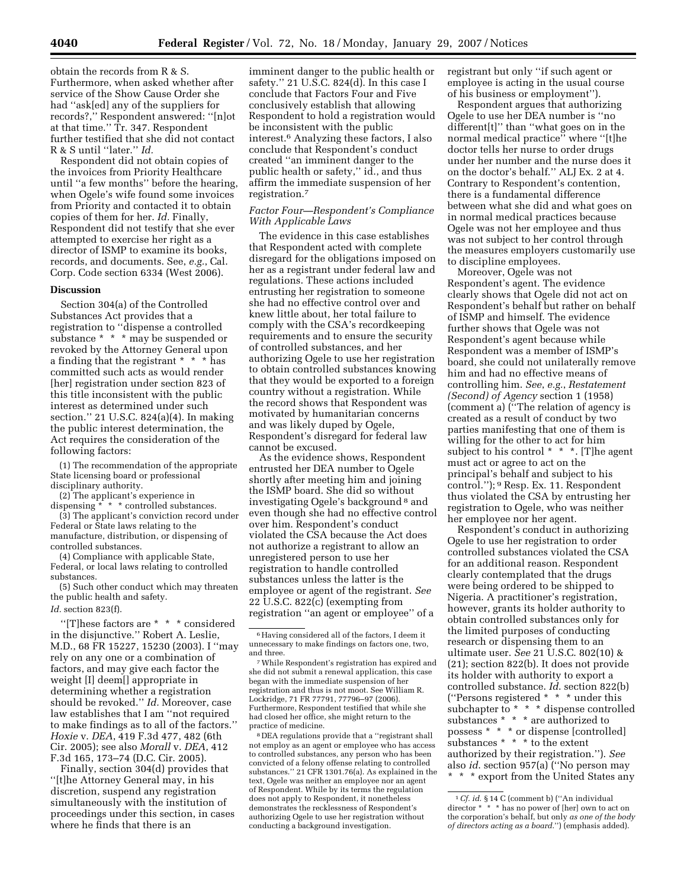obtain the records from R & S. Furthermore, when asked whether after service of the Show Cause Order she had ''ask[ed] any of the suppliers for records?,'' Respondent answered: ''[n]ot at that time.'' Tr. 347. Respondent further testified that she did not contact R & S until ''later.'' *Id.*

Respondent did not obtain copies of the invoices from Priority Healthcare until ''a few months'' before the hearing, when Ogele's wife found some invoices from Priority and contacted it to obtain copies of them for her. *Id.* Finally, Respondent did not testify that she ever attempted to exercise her right as a director of ISMP to examine its books, records, and documents. See, *e.g.*, Cal. Corp. Code section 6334 (West 2006).

## Discussion

Section 304(a) of the Controlled Substances Act provides that a registration to ''dispense a controlled substance * * * may be suspended or revoked by the Attorney General upon a finding that the registrant * * * has committed such acts as would render [her] registration under section 823 of this title inconsistent with the public interest as determined under such section.'' 21 U.S.C. 824(a)(4). In making the public interest determination, the Act requires the consideration of the following factors:

(1) The recommendation of the appropriate State licensing board or professional disciplinary authority.

(2) The applicant's experience in dispensing * * * controlled substances.

(3) The applicant's conviction record under Federal or State laws relating to the manufacture, distribution, or dispensing of controlled substances.

(4) Compliance with applicable State, Federal, or local laws relating to controlled substances.

(5) Such other conduct which may threaten the public health and safety.

*Id.* section 823(f).

''[T]hese factors are * * * considered in the disjunctive.'' Robert A. Leslie, M.D., 68 FR 15227, 15230 (2003). I ''may rely on any one or a combination of factors, and may give each factor the weight [I] deem[] appropriate in determining whether a registration should be revoked.'' *Id.* Moreover, case law establishes that I am ''not required to make findings as to all of the factors.'' *Hoxie* v. *DEA*, 419 F.3d 477, 482 (6th Cir. 2005); see also *Morall* v. *DEA*, 412 F.3d 165, 173–74 (D.C. Cir. 2005).

Finally, section 304(d) provides that ''[t]he Attorney General may, in his discretion, suspend any registration simultaneously with the institution of proceedings under this section, in cases where he finds that there is an imminent danger to the public health or safety.'' 21 U.S.C. 824(d). In this case I conclude that Factors Four and Five conclusively establish that allowing Respondent to hold a registration would be inconsistent with the public interest.[6] Analyzing these factors, I also conclude that Respondent's conduct created ''an imminent danger to the public health or safety,'' id., and thus affirm the immediate suspension of her registration.[7]

### *Factor Four—Respondent's Compliance With Applicable Laws*

The evidence in this case establishes that Respondent acted with complete disregard for the obligations imposed on her as a registrant under federal law and regulations. These actions included entrusting her registration to someone she had no effective control over and knew little about, her total failure to comply with the CSA's recordkeeping requirements and to ensure the security of controlled substances, and her authorizing Ogele to use her registration to obtain controlled substances knowing that they would be exported to a foreign country without a registration. While the record shows that Respondent was motivated by humanitarian concerns and was likely duped by Ogele, Respondent's disregard for federal law cannot be excused.

As the evidence shows, Respondent entrusted her DEA number to Ogele shortly after meeting him and joining the ISMP board. She did so without investigating Ogele's background[8] and even though she had no effective control over him. Respondent's conduct violated the CSA because the Act does not authorize a registrant to allow an unregistered person to use her registration to handle controlled substances unless the latter is the employee or agent of the registrant. *See* 22 U.S.C. 822(c) (exempting from registration ''an agent or employee'' of a registrant but only ''if such agent or employee is acting in the usual course of his business or employment'').

Respondent argues that authorizing Ogele to use her DEA number is ''no different[t]'' than ''what goes on in the normal medical practice'' where ''[t]he doctor tells her nurse to order drugs under her number and the nurse does it on the doctor's behalf.'' ALJ Ex. 2 at 4. Contrary to Respondent's contention, there is a fundamental difference between what she did and what goes on in normal medical practices because Ogele was not her employee and thus was not subject to her control through the measures employers customarily use to discipline employees.

Moreover, Ogele was not Respondent's agent. The evidence clearly shows that Ogele did not act on Respondent's behalf but rather on behalf of ISMP and himself. The evidence further shows that Ogele was not Respondent's agent because while Respondent was a member of ISMP's board, she could not unilaterally remove him and had no effective means of controlling him. *See*, *e.g.*, *Restatement (Second) of Agency* section 1 (1958) (comment a) (''The relation of agency is created as a result of conduct by two parties manifesting that one of them is willing for the other to act for him subject to his control * * *. [T]he agent must act or agree to act on the principal's behalf and subject to his control.'');[9] Resp. Ex. 11. Respondent thus violated the CSA by entrusting her registration to Ogele, who was neither her employee nor her agent.

Respondent's conduct in authorizing Ogele to use her registration to order controlled substances violated the CSA for an additional reason. Respondent clearly contemplated that the drugs were being ordered to be shipped to Nigeria. A practitioner's registration, however, grants its holder authority to obtain controlled substances only for the limited purposes of conducting research or dispensing them to an ultimate user. *See* 21 U.S.C. 802(10) & (21); section 822(b). It does not provide its holder with authority to export a controlled substance. *Id.* section 822(b) (''Persons registered * * * under this subchapter to * * * dispense controlled substances * * * are authorized to possess * * * or dispense [controlled] substances * * * to the extent authorized by their registration.''). *See* also *id.* section 957(a) (''No person may * * * export from the United States any

---

[6] Having considered all of the factors, I deem it unnecessary to make findings on factors one, two, and three.

[7] While Respondent's registration has expired and she did not submit a renewal application, this case began with the immediate suspension of her registration and thus is not moot. See William R. Lockridge, 71 FR 77791, 77796–97 (2006). Furthermore, Respondent testified that while she had closed her office, she might return to the practice of medicine.

[8] DEA regulations provide that a ''registrant shall not employ as an agent or employee who has access to controlled substances, any person who has been convicted of a felony offense relating to controlled substances.'' 21 CFR 1301.76(a). As explained in the text, Ogele was neither an employee nor an agent of Respondent. While by its terms the regulation does not apply to Respondent, it nonetheless demonstrates the recklessness of Respondent's authorizing Ogele to use her registration without conducting a background investigation.

[9] *Cf. id.* § 14 C (comment b) (''An individual director * * * has no power of [her] own to act on the corporation's behalf, but only *as one of the body of directors acting as a board.*'') (emphasis added).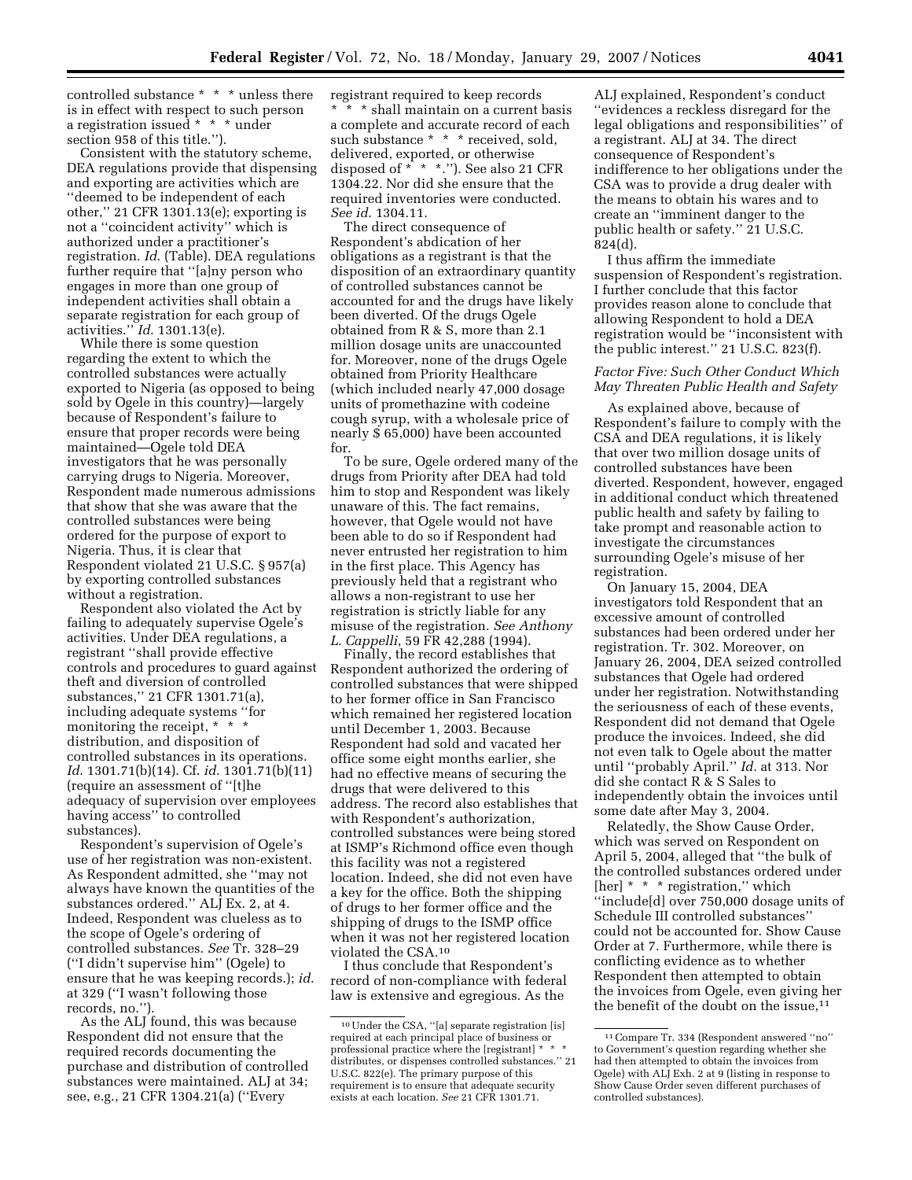controlled substance * * * unless there is in effect with respect to such person a registration issued * * * under section 958 of this title.'').

Consistent with the statutory scheme, DEA regulations provide that dispensing and exporting are activities which are ''deemed to be independent of each other,'' 21 CFR 1301.13(e); exporting is not a ''coincident activity'' which is authorized under a practitioner's registration. *Id*. (Table). DEA regulations further require that ''[a]ny person who engages in more than one group of independent activities shall obtain a separate registration for each group of activities.'' *Id*. 1301.13(e).

While there is some question regarding the extent to which the controlled substances were actually exported to Nigeria (as opposed to being sold by Ogele in this country)—largely because of Respondent's failure to ensure that proper records were being maintained—Ogele told DEA investigators that he was personally carrying drugs to Nigeria. Moreover, Respondent made numerous admissions that show that she was aware that the controlled substances were being ordered for the purpose of export to Nigeria. Thus, it is clear that Respondent violated 21 U.S.C. § 957(a) by exporting controlled substances without a registration.

Respondent also violated the Act by failing to adequately supervise Ogele's activities. Under DEA regulations, a registrant ''shall provide effective controls and procedures to guard against theft and diversion of controlled substances,'' 21 CFR 1301.71(a), including adequate systems ''for monitoring the receipt, * * * distribution, and disposition of controlled substances in its operations. *Id*. 1301.71(b)(14). Cf. *id*. 1301.71(b)(11) (require an assessment of ''[t]he adequacy of supervision over employees having access'' to controlled substances).

Respondent's supervision of Ogele's use of her registration was non-existent. As Respondent admitted, she ''may not always have known the quantities of the substances ordered.'' ALJ Ex. 2, at 4. Indeed, Respondent was clueless as to the scope of Ogele's ordering of controlled substances. *See* Tr. 328–29 (''I didn't supervise him'' (Ogele) to ensure that he was keeping records.); *id*. at 329 (''I wasn't following those records, no.'').

As the ALJ found, this was because Respondent did not ensure that the required records documenting the purchase and distribution of controlled substances were maintained. ALJ at 34; see, e.g., 21 CFR 1304.21(a) (''Every registrant required to keep records * * * shall maintain on a current basis a complete and accurate record of each such substance * * * received, sold, delivered, exported, or otherwise disposed of * * *.''). See also 21 CFR 1304.22. Nor did she ensure that the required inventories were conducted. *See id*. 1304.11.

The direct consequence of Respondent's abdication of her obligations as a registrant is that the disposition of an extraordinary quantity of controlled substances cannot be accounted for and the drugs have likely been diverted. Of the drugs Ogele obtained from R & S, more than 2.1 million dosage units are unaccounted for. Moreover, none of the drugs Ogele obtained from Priority Healthcare (which included nearly 47,000 dosage units of promethazine with codeine cough syrup, with a wholesale price of nearly $ 65,000) have been accounted for.

To be sure, Ogele ordered many of the drugs from Priority after DEA had told him to stop and Respondent was likely unaware of this. The fact remains, however, that Ogele would not have been able to do so if Respondent had never entrusted her registration to him in the first place. This Agency has previously held that a registrant who allows a non-registrant to use her registration is strictly liable for any misuse of the registration. *See Anthony L. Cappelli*, 59 FR 42,288 (1994).

Finally, the record establishes that Respondent authorized the ordering of controlled substances that were shipped to her former office in San Francisco which remained her registered location until December 1, 2003. Because Respondent had sold and vacated her office some eight months earlier, she had no effective means of securing the drugs that were delivered to this address. The record also establishes that with Respondent's authorization, controlled substances were being stored at ISMP's Richmond office even though this facility was not a registered location. Indeed, she did not even have a key for the office. Both the shipping of drugs to her former office and the shipping of drugs to the ISMP office when it was not her registered location violated the CSA.[10]

I thus conclude that Respondent's record of non-compliance with federal law is extensive and egregious. As the ALJ explained, Respondent's conduct ''evidences a reckless disregard for the legal obligations and responsibilities'' of a registrant. ALJ at 34. The direct consequence of Respondent's indifference to her obligations under the CSA was to provide a drug dealer with the means to obtain his wares and to create an ''imminent danger to the public health or safety.'' 21 U.S.C. 824(d).

I thus affirm the immediate suspension of Respondent's registration. I further conclude that this factor provides reason alone to conclude that allowing Respondent to hold a DEA registration would be ''inconsistent with the public interest.'' 21 U.S.C. 823(f).

*Factor Five: Such Other Conduct Which May Threaten Public Health and Safety*

As explained above, because of Respondent's failure to comply with the CSA and DEA regulations, it is likely that over two million dosage units of controlled substances have been diverted. Respondent, however, engaged in additional conduct which threatened public health and safety by failing to take prompt and reasonable action to investigate the circumstances surrounding Ogele's misuse of her registration.

On January 15, 2004, DEA investigators told Respondent that an excessive amount of controlled substances had been ordered under her registration. Tr. 302. Moreover, on January 26, 2004, DEA seized controlled substances that Ogele had ordered under her registration. Notwithstanding the seriousness of each of these events, Respondent did not demand that Ogele produce the invoices. Indeed, she did not even talk to Ogele about the matter until ''probably April.'' *Id*. at 313. Nor did she contact R & S Sales to independently obtain the invoices until some date after May 3, 2004.

Relatedly, the Show Cause Order, which was served on Respondent on April 5, 2004, alleged that ''the bulk of the controlled substances ordered under [her] * * * registration,'' which ''include[d] over 750,000 dosage units of Schedule III controlled substances'' could not be accounted for. Show Cause Order at 7. Furthermore, while there is conflicting evidence as to whether Respondent then attempted to obtain the invoices from Ogele, even giving her the benefit of the doubt on the issue,[11]

---

[10] Under the CSA, ''[a] separate registration [is] required at each principal place of business or professional practice where the [registrant] * * * distributes, or dispenses controlled substances.'' 21 U.S.C. 822(e). The primary purpose of this requirement is to ensure that adequate security exists at each location. *See* 21 CFR 1301.71.

[11] Compare Tr. 334 (Respondent answered ''no'' to Government's question regarding whether she had then attempted to obtain the invoices from Ogele) with ALJ Exh. 2 at 9 (listing in response to Show Cause Order seven different purchases of controlled substances).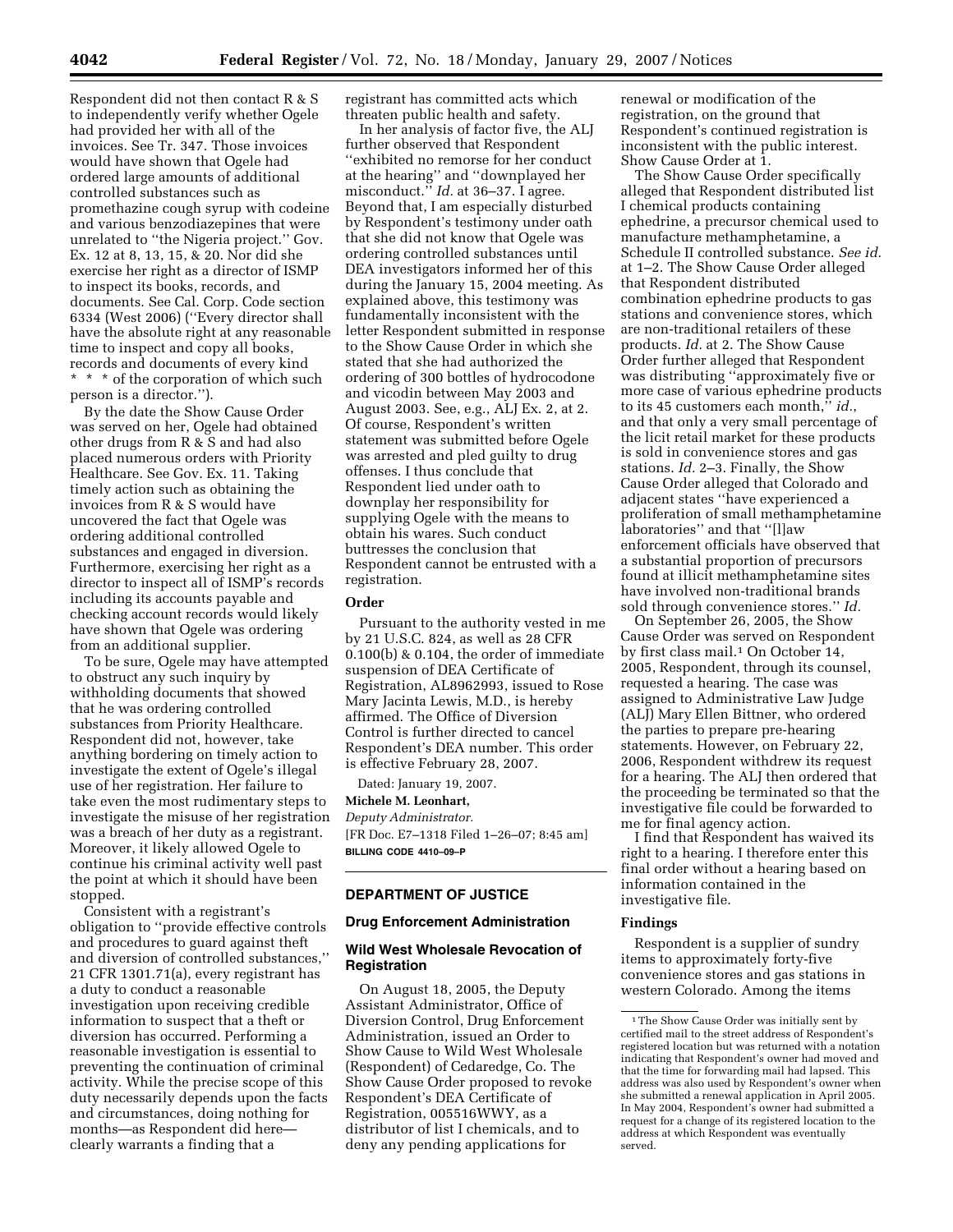Respondent did not then contact R & S to independently verify whether Ogele had provided her with all of the invoices. See Tr. 347. Those invoices would have shown that Ogele had ordered large amounts of additional controlled substances such as promethazine cough syrup with codeine and various benzodiazepines that were unrelated to ''the Nigeria project.'' Gov. Ex. 12 at 8, 13, 15, & 20. Nor did she exercise her right as a director of ISMP to inspect its books, records, and documents. See Cal. Corp. Code section 6334 (West 2006) (''Every director shall have the absolute right at any reasonable time to inspect and copy all books, records and documents of every kind * * * of the corporation of which such person is a director.'').

By the date the Show Cause Order was served on her, Ogele had obtained other drugs from R & S and had also placed numerous orders with Priority Healthcare. See Gov. Ex. 11. Taking timely action such as obtaining the invoices from R & S would have uncovered the fact that Ogele was ordering additional controlled substances and engaged in diversion. Furthermore, exercising her right as a director to inspect all of ISMP's records including its accounts payable and checking account records would likely have shown that Ogele was ordering from an additional supplier.

To be sure, Ogele may have attempted to obstruct any such inquiry by withholding documents that showed that he was ordering controlled substances from Priority Healthcare. Respondent did not, however, take anything bordering on timely action to investigate the extent of Ogele's illegal use of her registration. Her failure to take even the most rudimentary steps to investigate the misuse of her registration was a breach of her duty as a registrant. Moreover, it likely allowed Ogele to continue his criminal activity well past the point at which it should have been stopped.

Consistent with a registrant's obligation to ''provide effective controls and procedures to guard against theft and diversion of controlled substances,'' 21 CFR 1301.71(a), every registrant has a duty to conduct a reasonable investigation upon receiving credible information to suspect that a theft or diversion has occurred. Performing a reasonable investigation is essential to preventing the continuation of criminal activity. While the precise scope of this duty necessarily depends upon the facts and circumstances, doing nothing for months—as Respondent did here—clearly warrants a finding that a registrant has committed acts which threaten public health and safety.

In her analysis of factor five, the ALJ further observed that Respondent ''exhibited no remorse for her conduct at the hearing'' and ''downplayed her misconduct.'' *Id.* at 36–37. I agree. Beyond that, I am especially disturbed by Respondent's testimony under oath that she did not know that Ogele was ordering controlled substances until DEA investigators informed her of this during the January 15, 2004 meeting. As explained above, this testimony was fundamentally inconsistent with the letter Respondent submitted in response to the Show Cause Order in which she stated that she had authorized the ordering of 300 bottles of hydrocodone and vicodin between May 2003 and August 2003. See, e.g., ALJ Ex. 2, at 2. Of course, Respondent's written statement was submitted before Ogele was arrested and pled guilty to drug offenses. I thus conclude that Respondent lied under oath to downplay her responsibility for supplying Ogele with the means to obtain his wares. Such conduct buttresses the conclusion that Respondent cannot be entrusted with a registration.

## Order

Pursuant to the authority vested in me by 21 U.S.C. 824, as well as 28 CFR 0.100(b) & 0.104, the order of immediate suspension of DEA Certificate of Registration, AL8962993, issued to Rose Mary Jacinta Lewis, M.D., is hereby affirmed. The Office of Diversion Control is further directed to cancel Respondent's DEA number. This order is effective February 28, 2007.

Dated: January 19, 2007.

**Michele M. Leonhart,**

*Deputy Administrator.*

[FR Doc. E7–1318 Filed 1–26–07; 8:45 am]

**BILLING CODE 4410–09–P**

---

# DEPARTMENT OF JUSTICE

## Drug Enforcement Administration

## Wild West Wholesale Revocation of Registration

On August 18, 2005, the Deputy Assistant Administrator, Office of Diversion Control, Drug Enforcement Administration, issued an Order to Show Cause to Wild West Wholesale (Respondent) of Cedaredge, Co. The Show Cause Order proposed to revoke Respondent's DEA Certificate of Registration, 005516WWY, as a distributor of list I chemicals, and to deny any pending applications for renewal or modification of the registration, on the ground that Respondent's continued registration is inconsistent with the public interest. Show Cause Order at 1.

The Show Cause Order specifically alleged that Respondent distributed list I chemical products containing ephedrine, a precursor chemical used to manufacture methamphetamine, a Schedule II controlled substance. *See id.* at 1–2. The Show Cause Order alleged that Respondent distributed combination ephedrine products to gas stations and convenience stores, which are non-traditional retailers of these products. *Id.* at 2. The Show Cause Order further alleged that Respondent was distributing ''approximately five or more case of various ephedrine products to its 45 customers each month,'' *id.*, and that only a very small percentage of the licit retail market for these products is sold in convenience stores and gas stations. *Id.* 2–3. Finally, the Show Cause Order alleged that Colorado and adjacent states ''have experienced a proliferation of small methamphetamine laboratories'' and that ''[l]aw enforcement officials have observed that a substantial proportion of precursors found at illicit methamphetamine sites have involved non-traditional brands sold through convenience stores.'' *Id.*

On September 26, 2005, the Show Cause Order was served on Respondent by first class mail.[1] On October 14, 2005, Respondent, through its counsel, requested a hearing. The case was assigned to Administrative Law Judge (ALJ) Mary Ellen Bittner, who ordered the parties to prepare pre-hearing statements. However, on February 22, 2006, Respondent withdrew its request for a hearing. The ALJ then ordered that the proceeding be terminated so that the investigative file could be forwarded to me for final agency action.

I find that Respondent has waived its right to a hearing. I therefore enter this final order without a hearing based on information contained in the investigative file.

### Findings

Respondent is a supplier of sundry items to approximately forty-five convenience stores and gas stations in western Colorado. Among the items

---

[1] The Show Cause Order was initially sent by certified mail to the street address of Respondent's registered location but was returned with a notation indicating that Respondent's owner had moved and that the time for forwarding mail had lapsed. This address was also used by Respondent's owner when she submitted a renewal application in April 2005. In May 2004, Respondent's owner had submitted a request for a change of its registered location to the address at which Respondent was eventually served.